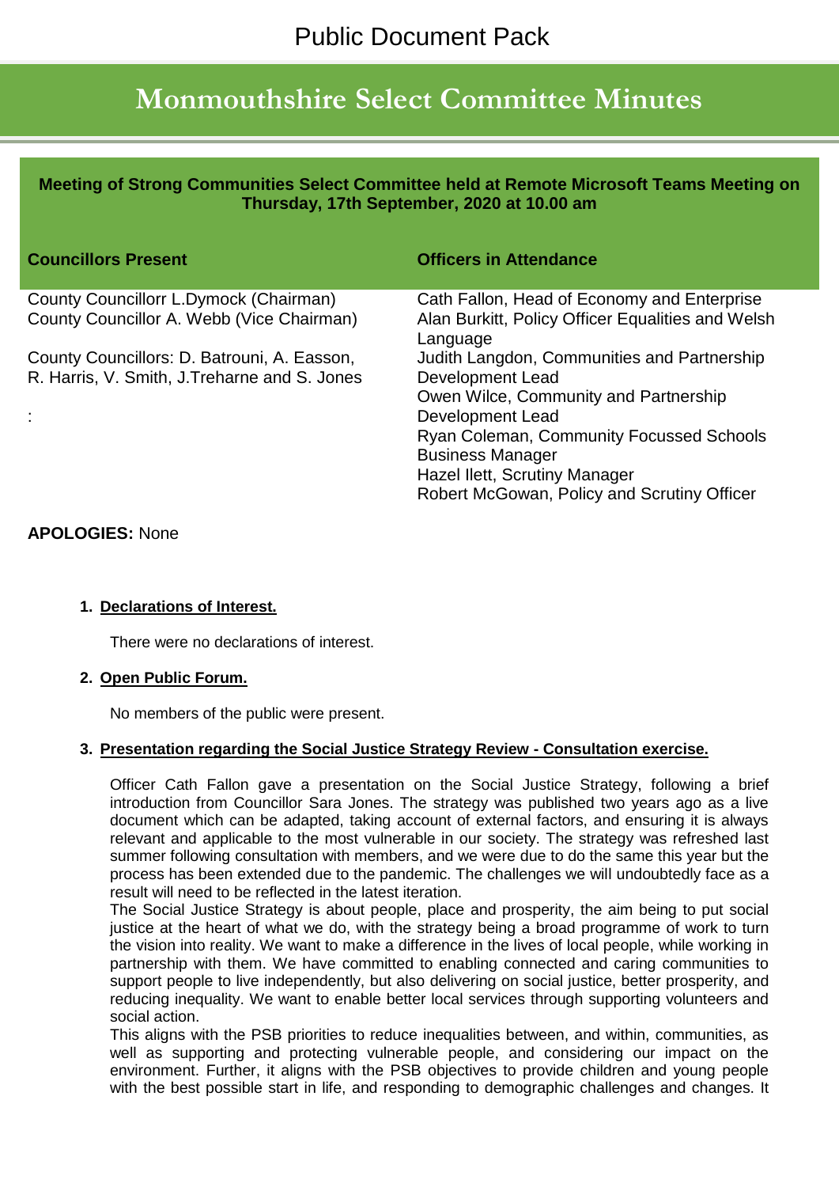Public Document Pack

# Monmouthshire Select Committee Minutes

**Meeting of Strong Communities Select Committee held at Remote Microsoft Teams Meeting on Thursday, 17th September, 2020 at 10.00 am**

| **Councillors Present** | **Officers in Attendance** |
|---|---|
| County Councillorr L.Dymock (Chairman)<br>County Councillor A. Webb (Vice Chairman)<br><br>County Councillors: D. Batrouni, A. Easson, R. Harris, V. Smith, J.Treharne and S. Jones<br><br>: | Cath Fallon, Head of Economy and Enterprise<br>Alan Burkitt, Policy Officer Equalities and Welsh Language<br>Judith Langdon, Communities and Partnership Development Lead<br>Owen Wilce, Community and Partnership Development Lead<br>Ryan Coleman, Community Focussed Schools Business Manager<br>Hazel Ilett, Scrutiny Manager<br>Robert McGowan, Policy and Scrutiny Officer |

**APOLOGIES:** None

1. **Declarations of Interest.**

   There were no declarations of interest.

2. **Open Public Forum.**

   No members of the public were present.

3. **Presentation regarding the Social Justice Strategy Review - Consultation exercise.**

   Officer Cath Fallon gave a presentation on the Social Justice Strategy, following a brief introduction from Councillor Sara Jones. The strategy was published two years ago as a live document which can be adapted, taking account of external factors, and ensuring it is always relevant and applicable to the most vulnerable in our society. The strategy was refreshed last summer following consultation with members, and we were due to do the same this year but the process has been extended due to the pandemic. The challenges we will undoubtedly face as a result will need to be reflected in the latest iteration.
   
   The Social Justice Strategy is about people, place and prosperity, the aim being to put social justice at the heart of what we do, with the strategy being a broad programme of work to turn the vision into reality. We want to make a difference in the lives of local people, while working in partnership with them. We have committed to enabling connected and caring communities to support people to live independently, but also delivering on social justice, better prosperity, and reducing inequality. We want to enable better local services through supporting volunteers and social action.
   
   This aligns with the PSB priorities to reduce inequalities between, and within, communities, as well as supporting and protecting vulnerable people, and considering our impact on the environment. Further, it aligns with the PSB objectives to provide children and young people with the best possible start in life, and responding to demographic challenges and changes. It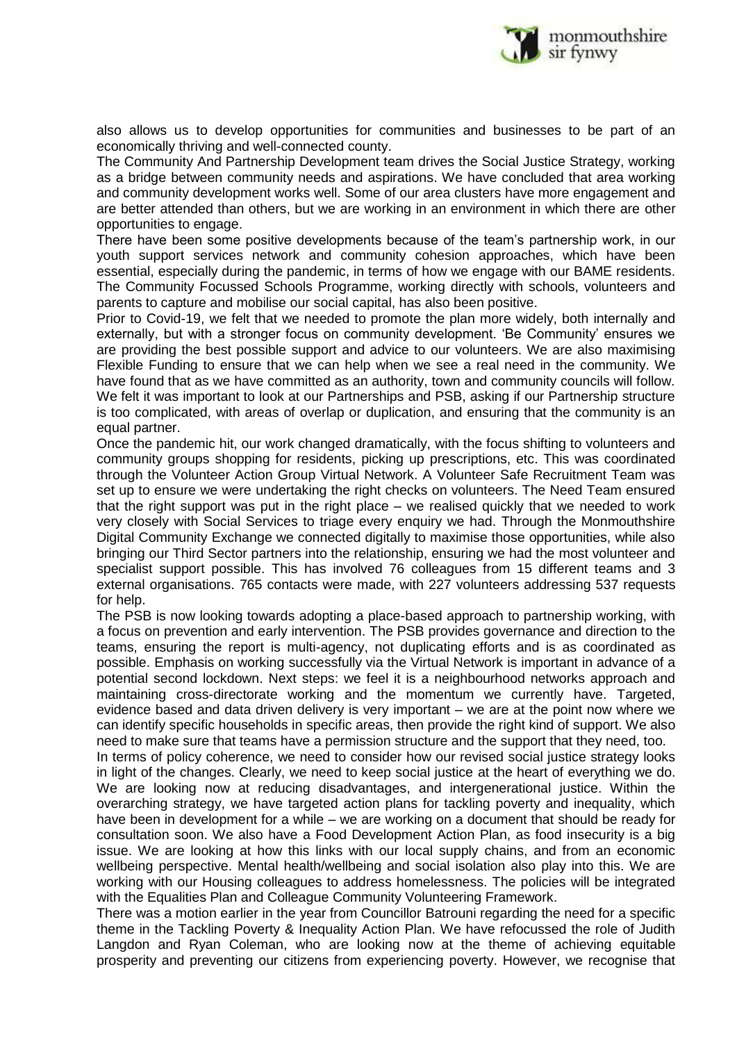also allows us to develop opportunities for communities and businesses to be part of an economically thriving and well-connected county.

The Community And Partnership Development team drives the Social Justice Strategy, working as a bridge between community needs and aspirations. We have concluded that area working and community development works well. Some of our area clusters have more engagement and are better attended than others, but we are working in an environment in which there are other opportunities to engage.

There have been some positive developments because of the team's partnership work, in our youth support services network and community cohesion approaches, which have been essential, especially during the pandemic, in terms of how we engage with our BAME residents. The Community Focussed Schools Programme, working directly with schools, volunteers and parents to capture and mobilise our social capital, has also been positive.

Prior to Covid-19, we felt that we needed to promote the plan more widely, both internally and externally, but with a stronger focus on community development. 'Be Community' ensures we are providing the best possible support and advice to our volunteers. We are also maximising Flexible Funding to ensure that we can help when we see a real need in the community. We have found that as we have committed as an authority, town and community councils will follow. We felt it was important to look at our Partnerships and PSB, asking if our Partnership structure is too complicated, with areas of overlap or duplication, and ensuring that the community is an equal partner.

Once the pandemic hit, our work changed dramatically, with the focus shifting to volunteers and community groups shopping for residents, picking up prescriptions, etc. This was coordinated through the Volunteer Action Group Virtual Network. A Volunteer Safe Recruitment Team was set up to ensure we were undertaking the right checks on volunteers. The Need Team ensured that the right support was put in the right place – we realised quickly that we needed to work very closely with Social Services to triage every enquiry we had. Through the Monmouthshire Digital Community Exchange we connected digitally to maximise those opportunities, while also bringing our Third Sector partners into the relationship, ensuring we had the most volunteer and specialist support possible. This has involved 76 colleagues from 15 different teams and 3 external organisations. 765 contacts were made, with 227 volunteers addressing 537 requests for help.

The PSB is now looking towards adopting a place-based approach to partnership working, with a focus on prevention and early intervention. The PSB provides governance and direction to the teams, ensuring the report is multi-agency, not duplicating efforts and is as coordinated as possible. Emphasis on working successfully via the Virtual Network is important in advance of a potential second lockdown. Next steps: we feel it is a neighbourhood networks approach and maintaining cross-directorate working and the momentum we currently have. Targeted, evidence based and data driven delivery is very important – we are at the point now where we can identify specific households in specific areas, then provide the right kind of support. We also need to make sure that teams have a permission structure and the support that they need, too.

In terms of policy coherence, we need to consider how our revised social justice strategy looks in light of the changes. Clearly, we need to keep social justice at the heart of everything we do. We are looking now at reducing disadvantages, and intergenerational justice. Within the overarching strategy, we have targeted action plans for tackling poverty and inequality, which have been in development for a while – we are working on a document that should be ready for consultation soon. We also have a Food Development Action Plan, as food insecurity is a big issue. We are looking at how this links with our local supply chains, and from an economic wellbeing perspective. Mental health/wellbeing and social isolation also play into this. We are working with our Housing colleagues to address homelessness. The policies will be integrated with the Equalities Plan and Colleague Community Volunteering Framework.

There was a motion earlier in the year from Councillor Batrouni regarding the need for a specific theme in the Tackling Poverty & Inequality Action Plan. We have refocussed the role of Judith Langdon and Ryan Coleman, who are looking now at the theme of achieving equitable prosperity and preventing our citizens from experiencing poverty. However, we recognise that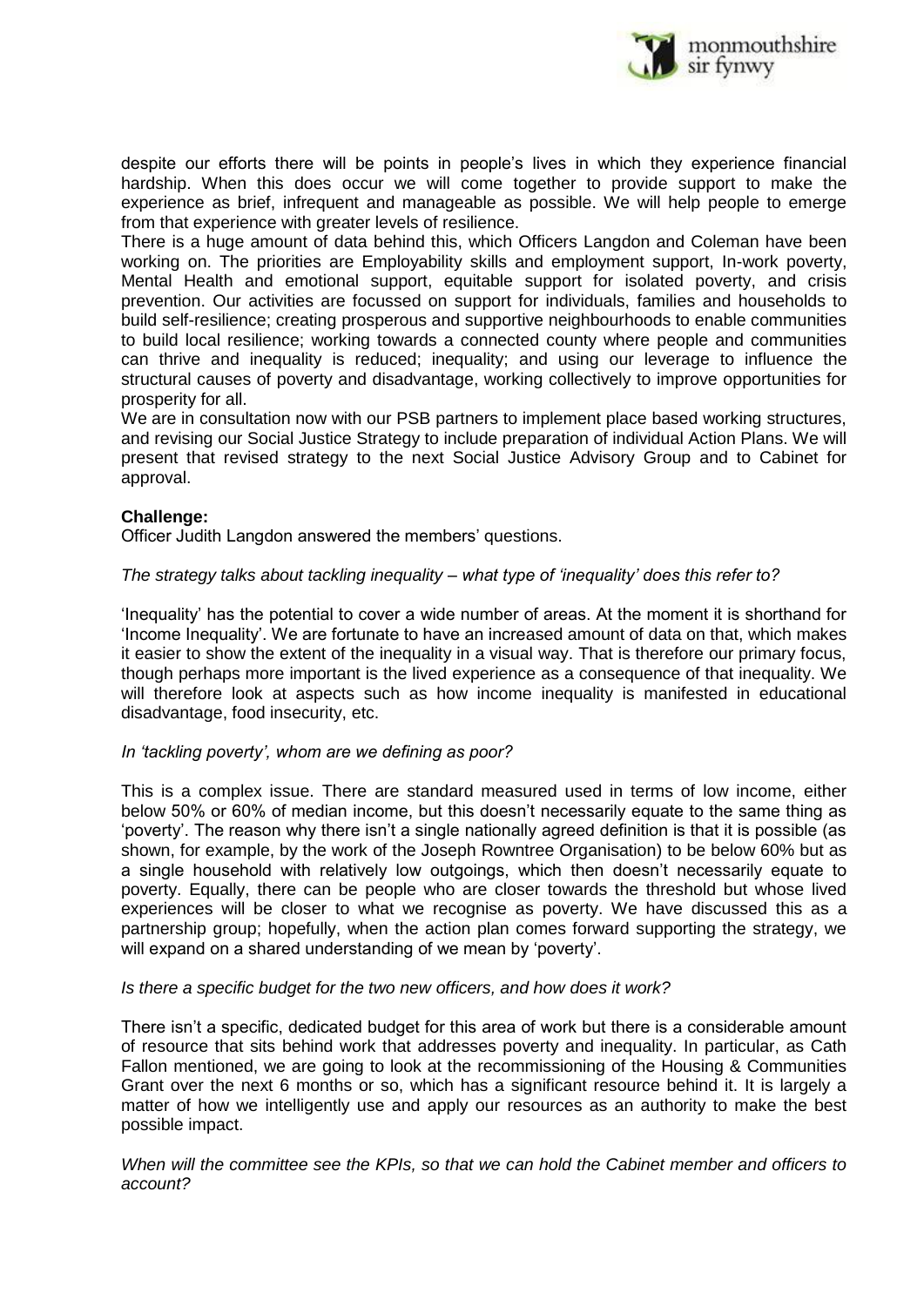despite our efforts there will be points in people's lives in which they experience financial hardship. When this does occur we will come together to provide support to make the experience as brief, infrequent and manageable as possible. We will help people to emerge from that experience with greater levels of resilience.

There is a huge amount of data behind this, which Officers Langdon and Coleman have been working on. The priorities are Employability skills and employment support, In-work poverty, Mental Health and emotional support, equitable support for isolated poverty, and crisis prevention. Our activities are focussed on support for individuals, families and households to build self-resilience; creating prosperous and supportive neighbourhoods to enable communities to build local resilience; working towards a connected county where people and communities can thrive and inequality is reduced; inequality; and using our leverage to influence the structural causes of poverty and disadvantage, working collectively to improve opportunities for prosperity for all.

We are in consultation now with our PSB partners to implement place based working structures, and revising our Social Justice Strategy to include preparation of individual Action Plans. We will present that revised strategy to the next Social Justice Advisory Group and to Cabinet for approval.

**Challenge:**

Officer Judith Langdon answered the members' questions.

*The strategy talks about tackling inequality – what type of 'inequality' does this refer to?*

'Inequality' has the potential to cover a wide number of areas. At the moment it is shorthand for 'Income Inequality'. We are fortunate to have an increased amount of data on that, which makes it easier to show the extent of the inequality in a visual way. That is therefore our primary focus, though perhaps more important is the lived experience as a consequence of that inequality. We will therefore look at aspects such as how income inequality is manifested in educational disadvantage, food insecurity, etc.

*In 'tackling poverty', whom are we defining as poor?*

This is a complex issue. There are standard measured used in terms of low income, either below 50% or 60% of median income, but this doesn't necessarily equate to the same thing as 'poverty'. The reason why there isn't a single nationally agreed definition is that it is possible (as shown, for example, by the work of the Joseph Rowntree Organisation) to be below 60% but as a single household with relatively low outgoings, which then doesn't necessarily equate to poverty. Equally, there can be people who are closer towards the threshold but whose lived experiences will be closer to what we recognise as poverty. We have discussed this as a partnership group; hopefully, when the action plan comes forward supporting the strategy, we will expand on a shared understanding of we mean by 'poverty'.

*Is there a specific budget for the two new officers, and how does it work?*

There isn't a specific, dedicated budget for this area of work but there is a considerable amount of resource that sits behind work that addresses poverty and inequality. In particular, as Cath Fallon mentioned, we are going to look at the recommissioning of the Housing & Communities Grant over the next 6 months or so, which has a significant resource behind it. It is largely a matter of how we intelligently use and apply our resources as an authority to make the best possible impact.

*When will the committee see the KPIs, so that we can hold the Cabinet member and officers to account?*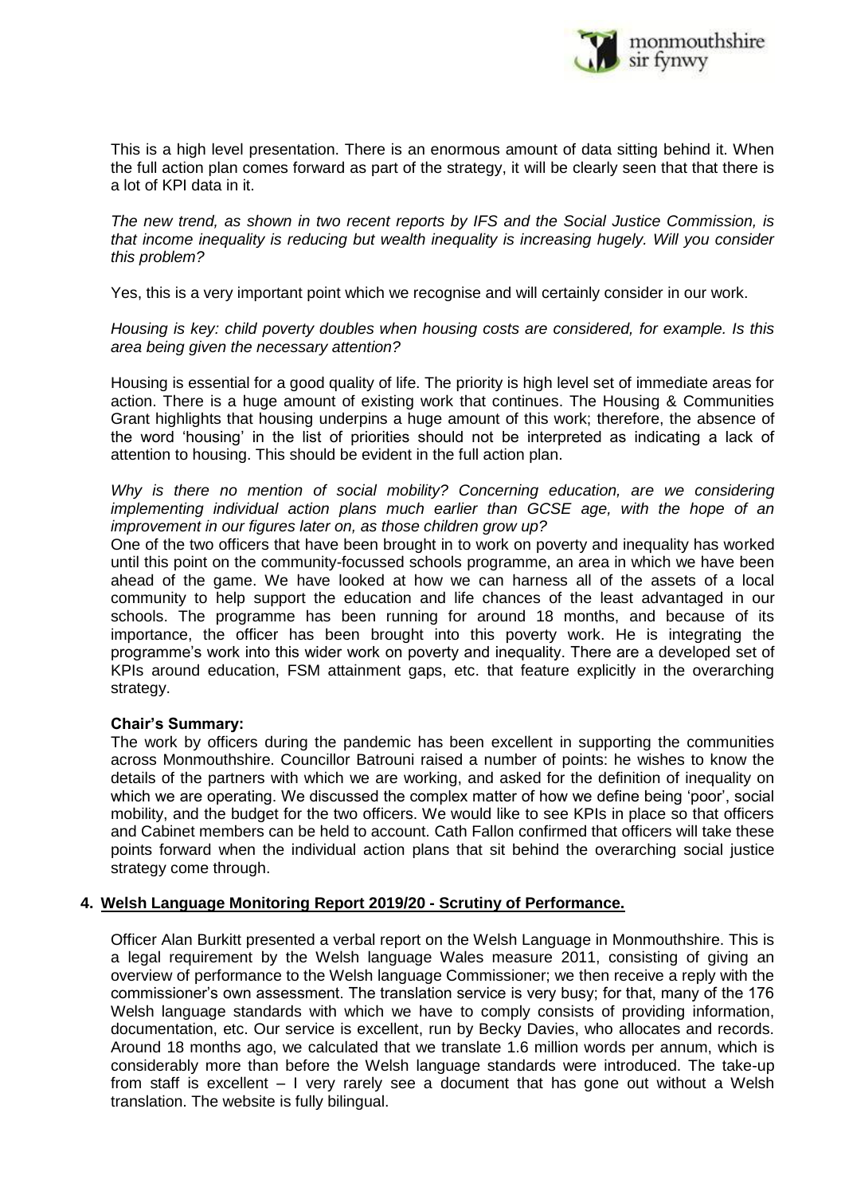This is a high level presentation. There is an enormous amount of data sitting behind it. When the full action plan comes forward as part of the strategy, it will be clearly seen that that there is a lot of KPI data in it.

*The new trend, as shown in two recent reports by IFS and the Social Justice Commission, is that income inequality is reducing but wealth inequality is increasing hugely. Will you consider this problem?*

Yes, this is a very important point which we recognise and will certainly consider in our work.

*Housing is key: child poverty doubles when housing costs are considered, for example. Is this area being given the necessary attention?*

Housing is essential for a good quality of life. The priority is high level set of immediate areas for action. There is a huge amount of existing work that continues. The Housing & Communities Grant highlights that housing underpins a huge amount of this work; therefore, the absence of the word 'housing' in the list of priorities should not be interpreted as indicating a lack of attention to housing. This should be evident in the full action plan.

*Why is there no mention of social mobility? Concerning education, are we considering implementing individual action plans much earlier than GCSE age, with the hope of an improvement in our figures later on, as those children grow up?*

One of the two officers that have been brought in to work on poverty and inequality has worked until this point on the community-focussed schools programme, an area in which we have been ahead of the game. We have looked at how we can harness all of the assets of a local community to help support the education and life chances of the least advantaged in our schools. The programme has been running for around 18 months, and because of its importance, the officer has been brought into this poverty work. He is integrating the programme's work into this wider work on poverty and inequality. There are a developed set of KPIs around education, FSM attainment gaps, etc. that feature explicitly in the overarching strategy.

**Chair's Summary:**

The work by officers during the pandemic has been excellent in supporting the communities across Monmouthshire. Councillor Batrouni raised a number of points: he wishes to know the details of the partners with which we are working, and asked for the definition of inequality on which we are operating. We discussed the complex matter of how we define being 'poor', social mobility, and the budget for the two officers. We would like to see KPIs in place so that officers and Cabinet members can be held to account. Cath Fallon confirmed that officers will take these points forward when the individual action plans that sit behind the overarching social justice strategy come through.

## 4. Welsh Language Monitoring Report 2019/20 - Scrutiny of Performance.

Officer Alan Burkitt presented a verbal report on the Welsh Language in Monmouthshire. This is a legal requirement by the Welsh language Wales measure 2011, consisting of giving an overview of performance to the Welsh language Commissioner; we then receive a reply with the commissioner's own assessment. The translation service is very busy; for that, many of the 176 Welsh language standards with which we have to comply consists of providing information, documentation, etc. Our service is excellent, run by Becky Davies, who allocates and records. Around 18 months ago, we calculated that we translate 1.6 million words per annum, which is considerably more than before the Welsh language standards were introduced. The take-up from staff is excellent – I very rarely see a document that has gone out without a Welsh translation. The website is fully bilingual.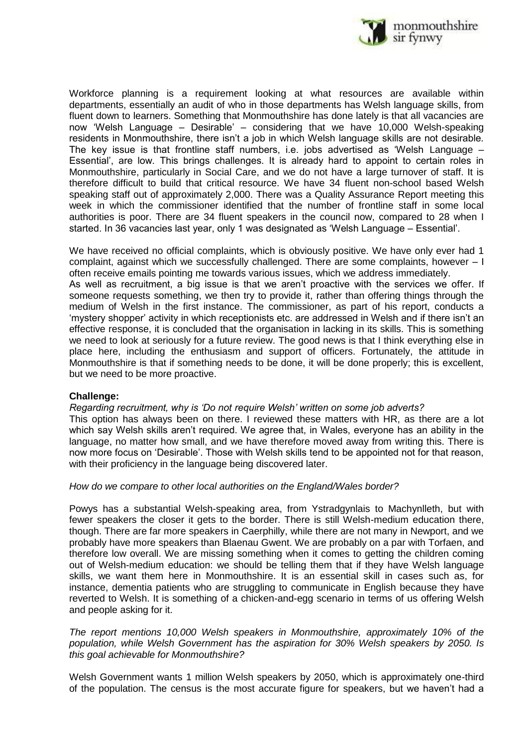Workforce planning is a requirement looking at what resources are available within departments, essentially an audit of who in those departments has Welsh language skills, from fluent down to learners. Something that Monmouthshire has done lately is that all vacancies are now 'Welsh Language – Desirable' – considering that we have 10,000 Welsh-speaking residents in Monmouthshire, there isn't a job in which Welsh language skills are not desirable. The key issue is that frontline staff numbers, i.e. jobs advertised as 'Welsh Language – Essential', are low. This brings challenges. It is already hard to appoint to certain roles in Monmouthshire, particularly in Social Care, and we do not have a large turnover of staff. It is therefore difficult to build that critical resource. We have 34 fluent non-school based Welsh speaking staff out of approximately 2,000. There was a Quality Assurance Report meeting this week in which the commissioner identified that the number of frontline staff in some local authorities is poor. There are 34 fluent speakers in the council now, compared to 28 when I started. In 36 vacancies last year, only 1 was designated as 'Welsh Language – Essential'.

We have received no official complaints, which is obviously positive. We have only ever had 1 complaint, against which we successfully challenged. There are some complaints, however – I often receive emails pointing me towards various issues, which we address immediately.
As well as recruitment, a big issue is that we aren't proactive with the services we offer. If someone requests something, we then try to provide it, rather than offering things through the medium of Welsh in the first instance. The commissioner, as part of his report, conducts a 'mystery shopper' activity in which receptionists etc. are addressed in Welsh and if there isn't an effective response, it is concluded that the organisation in lacking in its skills. This is something we need to look at seriously for a future review. The good news is that I think everything else in place here, including the enthusiasm and support of officers. Fortunately, the attitude in Monmouthshire is that if something needs to be done, it will be done properly; this is excellent, but we need to be more proactive.

**Challenge:**

*Regarding recruitment, why is 'Do not require Welsh' written on some job adverts?*
This option has always been on there. I reviewed these matters with HR, as there are a lot which say Welsh skills aren't required. We agree that, in Wales, everyone has an ability in the language, no matter how small, and we have therefore moved away from writing this. There is now more focus on 'Desirable'. Those with Welsh skills tend to be appointed not for that reason, with their proficiency in the language being discovered later.

*How do we compare to other local authorities on the England/Wales border?*

Powys has a substantial Welsh-speaking area, from Ystradgynlais to Machynlleth, but with fewer speakers the closer it gets to the border. There is still Welsh-medium education there, though. There are far more speakers in Caerphilly, while there are not many in Newport, and we probably have more speakers than Blaenau Gwent. We are probably on a par with Torfaen, and therefore low overall. We are missing something when it comes to getting the children coming out of Welsh-medium education: we should be telling them that if they have Welsh language skills, we want them here in Monmouthshire. It is an essential skill in cases such as, for instance, dementia patients who are struggling to communicate in English because they have reverted to Welsh. It is something of a chicken-and-egg scenario in terms of us offering Welsh and people asking for it.

*The report mentions 10,000 Welsh speakers in Monmouthshire, approximately 10% of the population, while Welsh Government has the aspiration for 30% Welsh speakers by 2050. Is this goal achievable for Monmouthshire?*

Welsh Government wants 1 million Welsh speakers by 2050, which is approximately one-third of the population. The census is the most accurate figure for speakers, but we haven't had a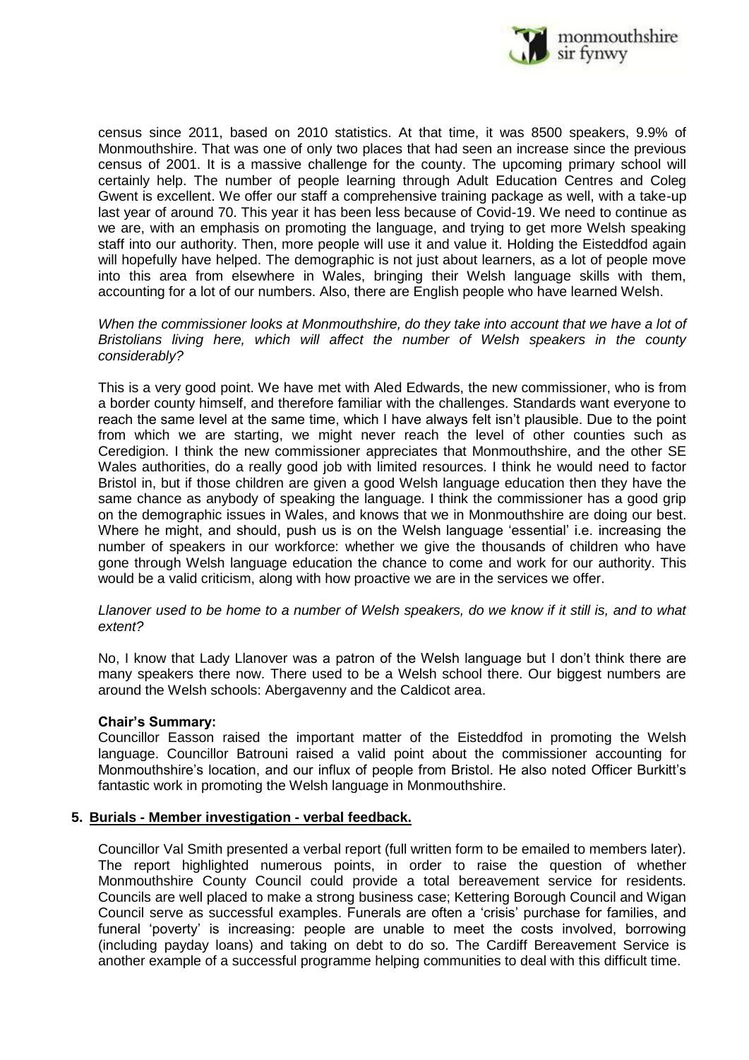census since 2011, based on 2010 statistics. At that time, it was 8500 speakers, 9.9% of Monmouthshire. That was one of only two places that had seen an increase since the previous census of 2001. It is a massive challenge for the county. The upcoming primary school will certainly help. The number of people learning through Adult Education Centres and Coleg Gwent is excellent. We offer our staff a comprehensive training package as well, with a take-up last year of around 70. This year it has been less because of Covid-19. We need to continue as we are, with an emphasis on promoting the language, and trying to get more Welsh speaking staff into our authority. Then, more people will use it and value it. Holding the Eisteddfod again will hopefully have helped. The demographic is not just about learners, as a lot of people move into this area from elsewhere in Wales, bringing their Welsh language skills with them, accounting for a lot of our numbers. Also, there are English people who have learned Welsh.

*When the commissioner looks at Monmouthshire, do they take into account that we have a lot of Bristolians living here, which will affect the number of Welsh speakers in the county considerably?*

This is a very good point. We have met with Aled Edwards, the new commissioner, who is from a border county himself, and therefore familiar with the challenges. Standards want everyone to reach the same level at the same time, which I have always felt isn't plausible. Due to the point from which we are starting, we might never reach the level of other counties such as Ceredigion. I think the new commissioner appreciates that Monmouthshire, and the other SE Wales authorities, do a really good job with limited resources. I think he would need to factor Bristol in, but if those children are given a good Welsh language education then they have the same chance as anybody of speaking the language. I think the commissioner has a good grip on the demographic issues in Wales, and knows that we in Monmouthshire are doing our best. Where he might, and should, push us is on the Welsh language 'essential' i.e. increasing the number of speakers in our workforce: whether we give the thousands of children who have gone through Welsh language education the chance to come and work for our authority. This would be a valid criticism, along with how proactive we are in the services we offer.

*Llanover used to be home to a number of Welsh speakers, do we know if it still is, and to what extent?*

No, I know that Lady Llanover was a patron of the Welsh language but I don't think there are many speakers there now. There used to be a Welsh school there. Our biggest numbers are around the Welsh schools: Abergavenny and the Caldicot area.

**Chair's Summary:**

Councillor Easson raised the important matter of the Eisteddfod in promoting the Welsh language. Councillor Batrouni raised a valid point about the commissioner accounting for Monmouthshire's location, and our influx of people from Bristol. He also noted Officer Burkitt's fantastic work in promoting the Welsh language in Monmouthshire.

## 5. Burials - Member investigation - verbal feedback.

Councillor Val Smith presented a verbal report (full written form to be emailed to members later). The report highlighted numerous points, in order to raise the question of whether Monmouthshire County Council could provide a total bereavement service for residents. Councils are well placed to make a strong business case; Kettering Borough Council and Wigan Council serve as successful examples. Funerals are often a 'crisis' purchase for families, and funeral 'poverty' is increasing: people are unable to meet the costs involved, borrowing (including payday loans) and taking on debt to do so. The Cardiff Bereavement Service is another example of a successful programme helping communities to deal with this difficult time.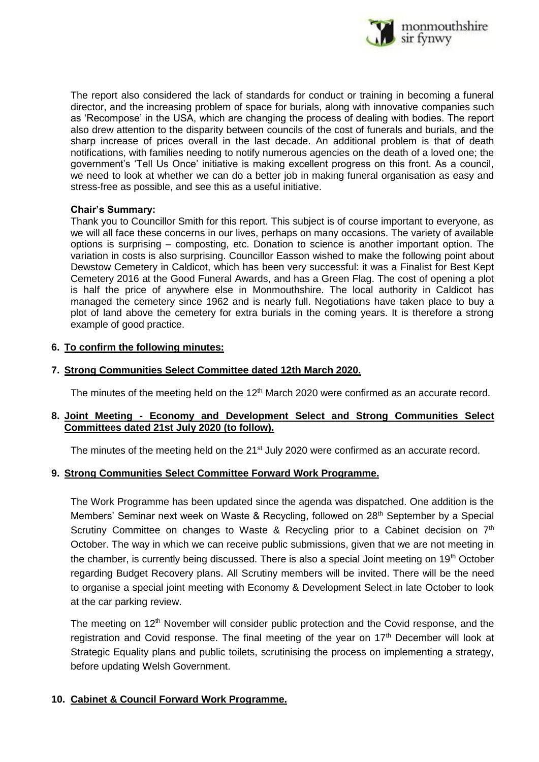The report also considered the lack of standards for conduct or training in becoming a funeral director, and the increasing problem of space for burials, along with innovative companies such as 'Recompose' in the USA, which are changing the process of dealing with bodies. The report also drew attention to the disparity between councils of the cost of funerals and burials, and the sharp increase of prices overall in the last decade. An additional problem is that of death notifications, with families needing to notify numerous agencies on the death of a loved one; the government's 'Tell Us Once' initiative is making excellent progress on this front. As a council, we need to look at whether we can do a better job in making funeral organisation as easy and stress-free as possible, and see this as a useful initiative.

**Chair's Summary:**

Thank you to Councillor Smith for this report. This subject is of course important to everyone, as we will all face these concerns in our lives, perhaps on many occasions. The variety of available options is surprising – composting, etc. Donation to science is another important option. The variation in costs is also surprising. Councillor Easson wished to make the following point about Dewstow Cemetery in Caldicot, which has been very successful: it was a Finalist for Best Kept Cemetery 2016 at the Good Funeral Awards, and has a Green Flag. The cost of opening a plot is half the price of anywhere else in Monmouthshire. The local authority in Caldicot has managed the cemetery since 1962 and is nearly full. Negotiations have taken place to buy a plot of land above the cemetery for extra burials in the coming years. It is therefore a strong example of good practice.

**6. To confirm the following minutes:**

**7. Strong Communities Select Committee dated 12th March 2020.**

The minutes of the meeting held on the 12th March 2020 were confirmed as an accurate record.

**8. Joint Meeting - Economy and Development Select and Strong Communities Select Committees dated 21st July 2020 (to follow).**

The minutes of the meeting held on the 21st July 2020 were confirmed as an accurate record.

**9. Strong Communities Select Committee Forward Work Programme.**

The Work Programme has been updated since the agenda was dispatched. One addition is the Members' Seminar next week on Waste & Recycling, followed on 28th September by a Special Scrutiny Committee on changes to Waste & Recycling prior to a Cabinet decision on 7th October. The way in which we can receive public submissions, given that we are not meeting in the chamber, is currently being discussed. There is also a special Joint meeting on 19th October regarding Budget Recovery plans. All Scrutiny members will be invited. There will be the need to organise a special joint meeting with Economy & Development Select in late October to look at the car parking review.

The meeting on 12th November will consider public protection and the Covid response, and the registration and Covid response. The final meeting of the year on 17th December will look at Strategic Equality plans and public toilets, scrutinising the process on implementing a strategy, before updating Welsh Government.

**10. Cabinet & Council Forward Work Programme.**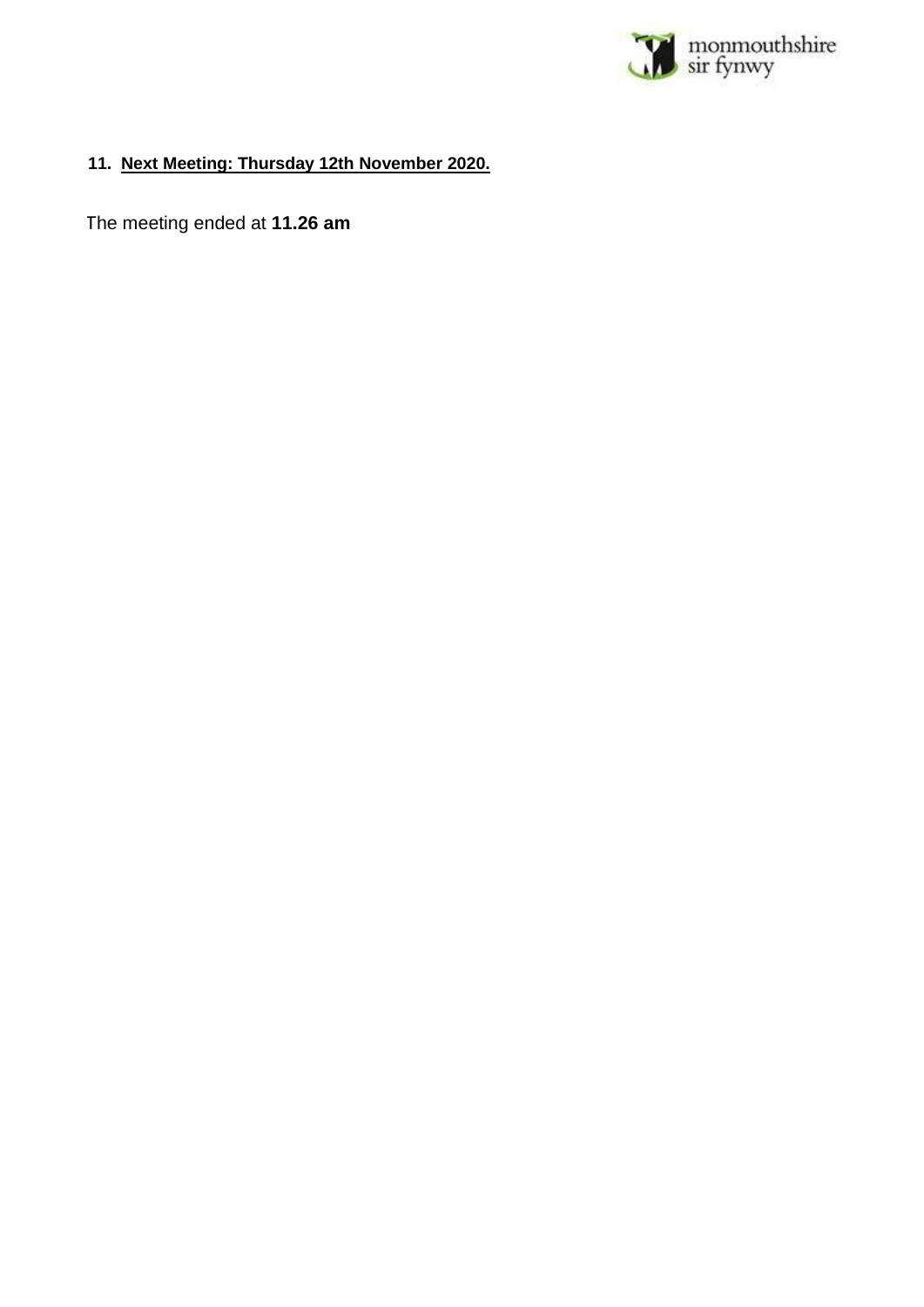**11. <u>Next Meeting: Thursday 12th November 2020.</u>**

The meeting ended at **11.26 am**